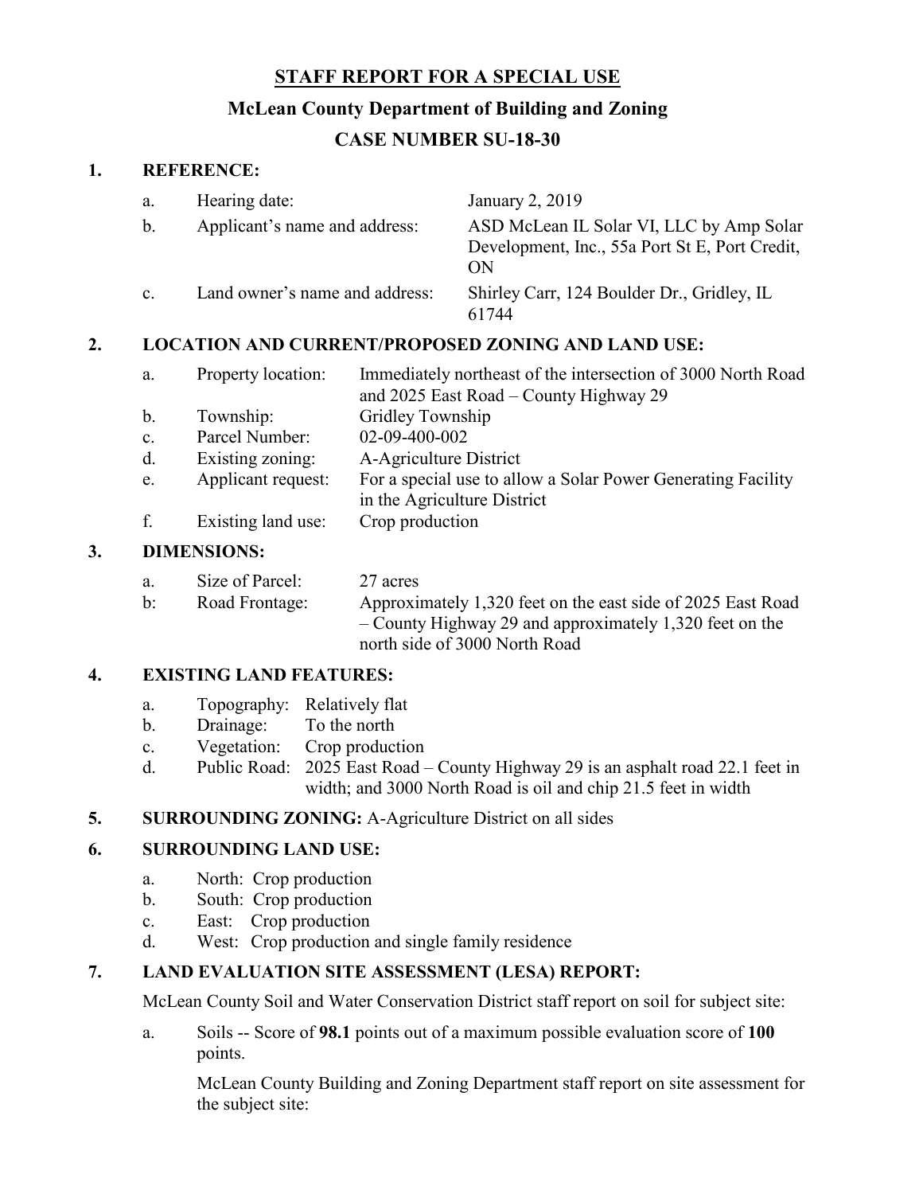# STAFF REPORT FOR A SPECIAL USE

## McLean County Department of Building and Zoning

## CASE NUMBER SU-18-30

**1. REFERENCE:**

a. Hearing date: January 2, 2019

b. Applicant's name and address: ASD McLean IL Solar VI, LLC by Amp Solar Development, Inc., 55a Port St E, Port Credit, ON

c. Land owner's name and address: Shirley Carr, 124 Boulder Dr., Gridley, IL 61744

**2. LOCATION AND CURRENT/PROPOSED ZONING AND LAND USE:**

a. Property location: Immediately northeast of the intersection of 3000 North Road and 2025 East Road – County Highway 29

b. Township: Gridley Township

c. Parcel Number: 02-09-400-002

d. Existing zoning: A-Agriculture District

e. Applicant request: For a special use to allow a Solar Power Generating Facility in the Agriculture District

f. Existing land use: Crop production

**3. DIMENSIONS:**

a. Size of Parcel: 27 acres

b: Road Frontage: Approximately 1,320 feet on the east side of 2025 East Road – County Highway 29 and approximately 1,320 feet on the north side of 3000 North Road

**4. EXISTING LAND FEATURES:**

a. Topography: Relatively flat

b. Drainage: To the north

c. Vegetation: Crop production

d. Public Road: 2025 East Road – County Highway 29 is an asphalt road 22.1 feet in width; and 3000 North Road is oil and chip 21.5 feet in width

**5. SURROUNDING ZONING:** A-Agriculture District on all sides

**6. SURROUNDING LAND USE:**

a. North: Crop production

b. South: Crop production

c. East: Crop production

d. West: Crop production and single family residence

**7. LAND EVALUATION SITE ASSESSMENT (LESA) REPORT:**

McLean County Soil and Water Conservation District staff report on soil for subject site:

a. Soils -- Score of **98.1** points out of a maximum possible evaluation score of **100** points.

McLean County Building and Zoning Department staff report on site assessment for the subject site: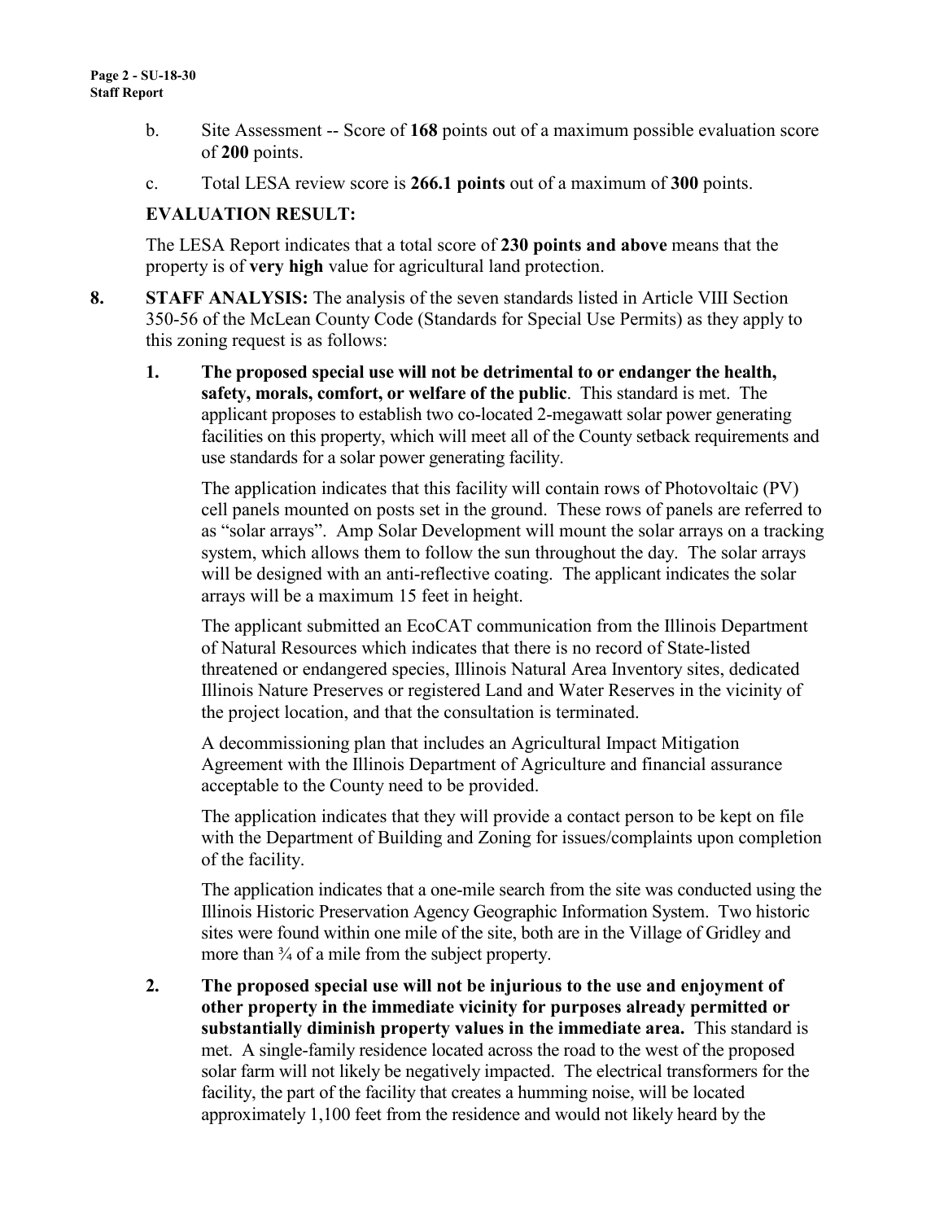b. Site Assessment -- Score of **168** points out of a maximum possible evaluation score of **200** points.

c. Total LESA review score is **266.1 points** out of a maximum of **300** points.

**EVALUATION RESULT:**

The LESA Report indicates that a total score of **230 points and above** means that the property is of **very high** value for agricultural land protection.

8. **STAFF ANALYSIS:** The analysis of the seven standards listed in Article VIII Section 350-56 of the McLean County Code (Standards for Special Use Permits) as they apply to this zoning request is as follows:

   1. **The proposed special use will not be detrimental to or endanger the health, safety, morals, comfort, or welfare of the public**. This standard is met. The applicant proposes to establish two co-located 2-megawatt solar power generating facilities on this property, which will meet all of the County setback requirements and use standards for a solar power generating facility.

      The application indicates that this facility will contain rows of Photovoltaic (PV) cell panels mounted on posts set in the ground. These rows of panels are referred to as "solar arrays". Amp Solar Development will mount the solar arrays on a tracking system, which allows them to follow the sun throughout the day. The solar arrays will be designed with an anti-reflective coating. The applicant indicates the solar arrays will be a maximum 15 feet in height.

      The applicant submitted an EcoCAT communication from the Illinois Department of Natural Resources which indicates that there is no record of State-listed threatened or endangered species, Illinois Natural Area Inventory sites, dedicated Illinois Nature Preserves or registered Land and Water Reserves in the vicinity of the project location, and that the consultation is terminated.

      A decommissioning plan that includes an Agricultural Impact Mitigation Agreement with the Illinois Department of Agriculture and financial assurance acceptable to the County need to be provided.

      The application indicates that they will provide a contact person to be kept on file with the Department of Building and Zoning for issues/complaints upon completion of the facility.

      The application indicates that a one-mile search from the site was conducted using the Illinois Historic Preservation Agency Geographic Information System. Two historic sites were found within one mile of the site, both are in the Village of Gridley and more than ¾ of a mile from the subject property.

   2. **The proposed special use will not be injurious to the use and enjoyment of other property in the immediate vicinity for purposes already permitted or substantially diminish property values in the immediate area.** This standard is met. A single-family residence located across the road to the west of the proposed solar farm will not likely be negatively impacted. The electrical transformers for the facility, the part of the facility that creates a humming noise, will be located approximately 1,100 feet from the residence and would not likely heard by the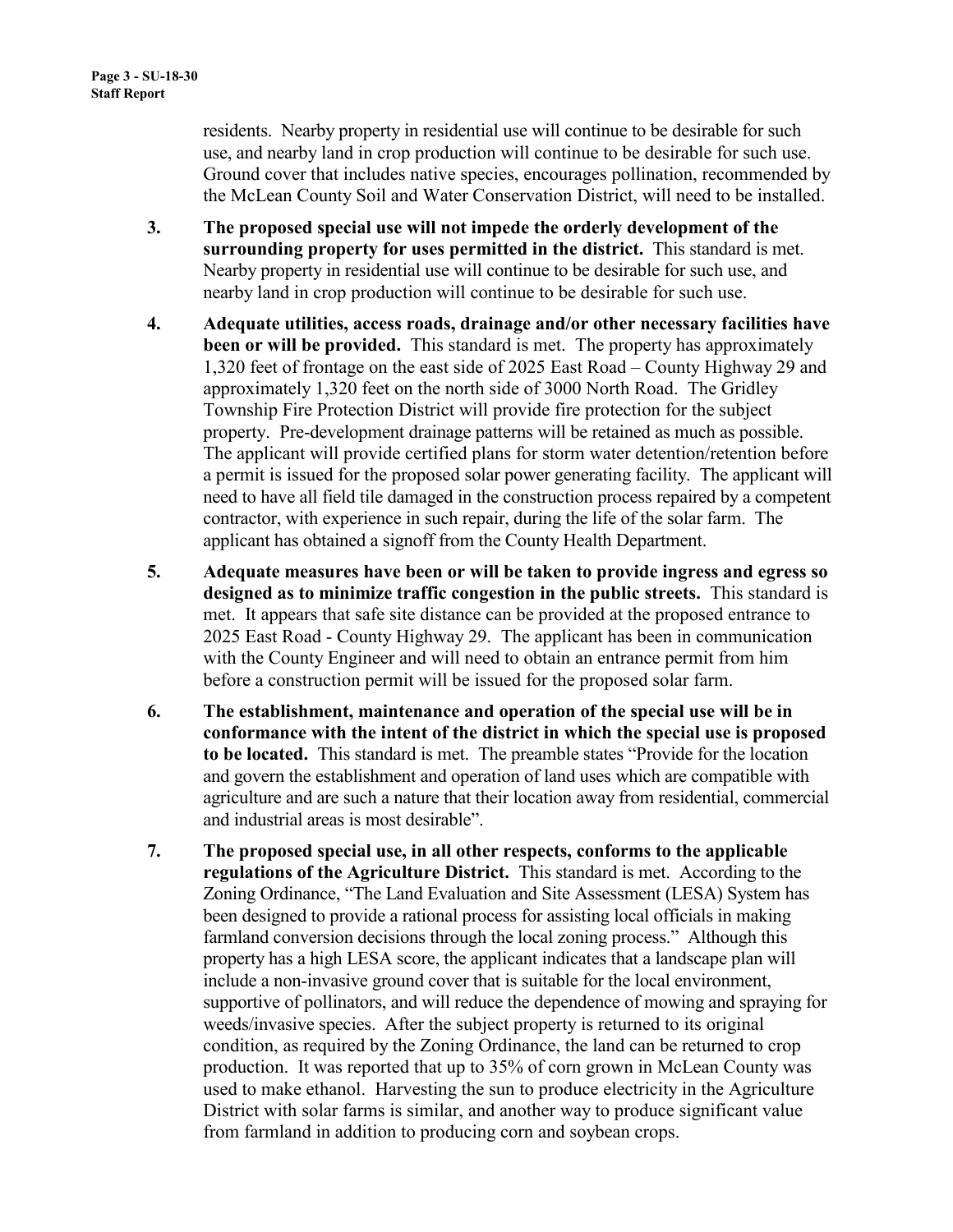residents. Nearby property in residential use will continue to be desirable for such use, and nearby land in crop production will continue to be desirable for such use. Ground cover that includes native species, encourages pollination, recommended by the McLean County Soil and Water Conservation District, will need to be installed.

3. **The proposed special use will not impede the orderly development of the surrounding property for uses permitted in the district.** This standard is met. Nearby property in residential use will continue to be desirable for such use, and nearby land in crop production will continue to be desirable for such use.

4. **Adequate utilities, access roads, drainage and/or other necessary facilities have been or will be provided.** This standard is met. The property has approximately 1,320 feet of frontage on the east side of 2025 East Road – County Highway 29 and approximately 1,320 feet on the north side of 3000 North Road. The Gridley Township Fire Protection District will provide fire protection for the subject property. Pre-development drainage patterns will be retained as much as possible. The applicant will provide certified plans for storm water detention/retention before a permit is issued for the proposed solar power generating facility. The applicant will need to have all field tile damaged in the construction process repaired by a competent contractor, with experience in such repair, during the life of the solar farm. The applicant has obtained a signoff from the County Health Department.

5. **Adequate measures have been or will be taken to provide ingress and egress so designed as to minimize traffic congestion in the public streets.** This standard is met. It appears that safe site distance can be provided at the proposed entrance to 2025 East Road - County Highway 29. The applicant has been in communication with the County Engineer and will need to obtain an entrance permit from him before a construction permit will be issued for the proposed solar farm.

6. **The establishment, maintenance and operation of the special use will be in conformance with the intent of the district in which the special use is proposed to be located.** This standard is met. The preamble states "Provide for the location and govern the establishment and operation of land uses which are compatible with agriculture and are such a nature that their location away from residential, commercial and industrial areas is most desirable".

7. **The proposed special use, in all other respects, conforms to the applicable regulations of the Agriculture District.** This standard is met. According to the Zoning Ordinance, "The Land Evaluation and Site Assessment (LESA) System has been designed to provide a rational process for assisting local officials in making farmland conversion decisions through the local zoning process." Although this property has a high LESA score, the applicant indicates that a landscape plan will include a non-invasive ground cover that is suitable for the local environment, supportive of pollinators, and will reduce the dependence of mowing and spraying for weeds/invasive species. After the subject property is returned to its original condition, as required by the Zoning Ordinance, the land can be returned to crop production. It was reported that up to 35% of corn grown in McLean County was used to make ethanol. Harvesting the sun to produce electricity in the Agriculture District with solar farms is similar, and another way to produce significant value from farmland in addition to producing corn and soybean crops.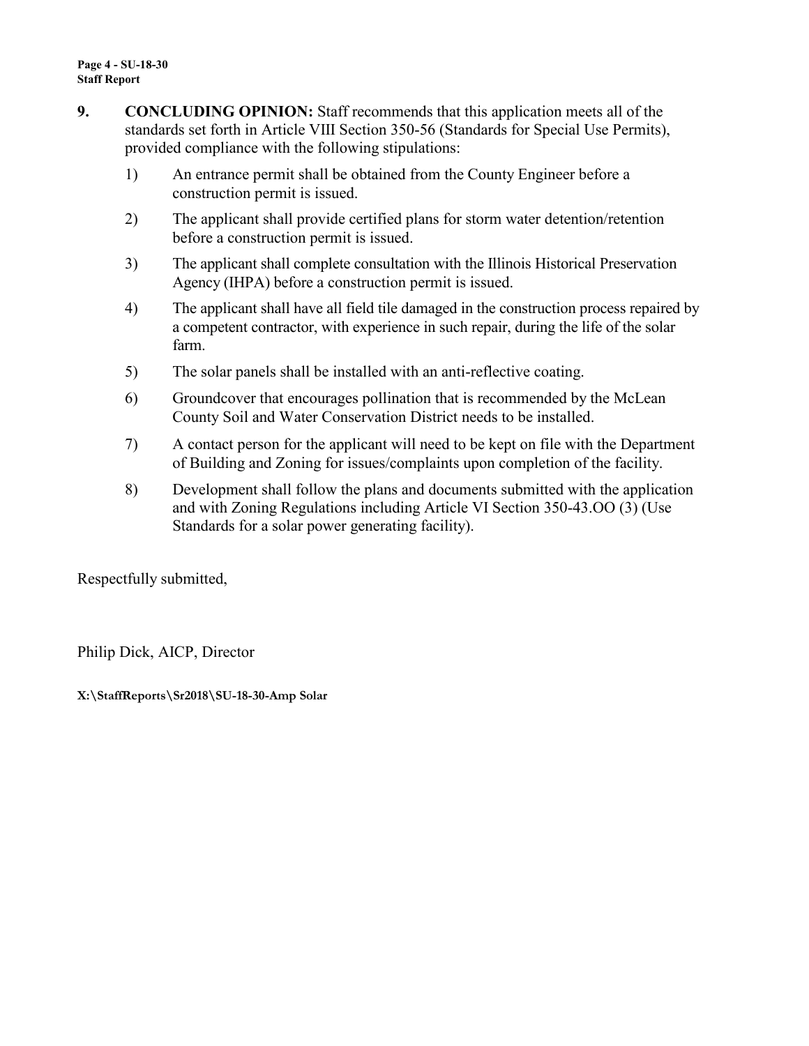**9. CONCLUDING OPINION:** Staff recommends that this application meets all of the standards set forth in Article VIII Section 350-56 (Standards for Special Use Permits), provided compliance with the following stipulations:

1) An entrance permit shall be obtained from the County Engineer before a construction permit is issued.

2) The applicant shall provide certified plans for storm water detention/retention before a construction permit is issued.

3) The applicant shall complete consultation with the Illinois Historical Preservation Agency (IHPA) before a construction permit is issued.

4) The applicant shall have all field tile damaged in the construction process repaired by a competent contractor, with experience in such repair, during the life of the solar farm.

5) The solar panels shall be installed with an anti-reflective coating.

6) Groundcover that encourages pollination that is recommended by the McLean County Soil and Water Conservation District needs to be installed.

7) A contact person for the applicant will need to be kept on file with the Department of Building and Zoning for issues/complaints upon completion of the facility.

8) Development shall follow the plans and documents submitted with the application and with Zoning Regulations including Article VI Section 350-43.OO (3) (Use Standards for a solar power generating facility).

Respectfully submitted,

Philip Dick, AICP, Director

**X:\StaffReports\Sr2018\SU-18-30-Amp Solar**